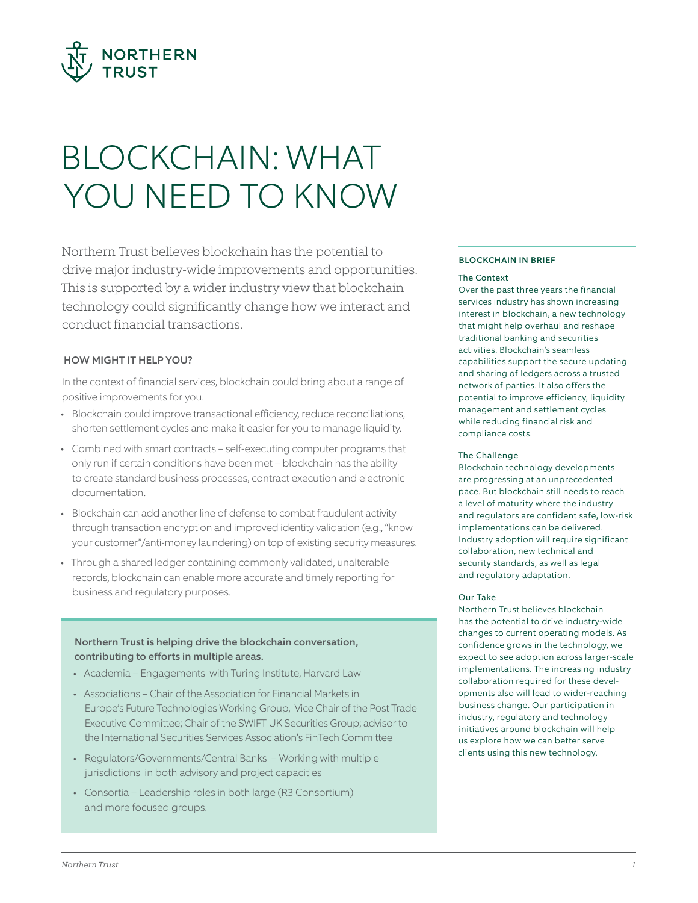# BLOCKCHAIN: WHAT YOU NEED TO KNOW

Northern Trust believes blockchain has the potential to drive major industry-wide improvements and opportunities. This is supported by a wider industry view that blockchain technology could significantly change how we interact and conduct financial transactions.

## HOW MIGHT IT HELP YOU?

In the context of financial services, blockchain could bring about a range of positive improvements for you.

- Blockchain could improve transactional efficiency, reduce reconciliations, shorten settlement cycles and make it easier for you to manage liquidity.
- Combined with smart contracts – self-executing computer programs that only run if certain conditions have been met – blockchain has the ability to create standard business processes, contract execution and electronic documentation.
- Blockchain can add another line of defense to combat fraudulent activity through transaction encryption and improved identity validation (e.g., "know your customer"/anti-money laundering) on top of existing security measures.
- Through a shared ledger containing commonly validated, unalterable records, blockchain can enable more accurate and timely reporting for business and regulatory purposes.

**Northern Trust is helping drive the blockchain conversation, contributing to efforts in multiple areas.**

- Academia – Engagements with Turing Institute, Harvard Law
- Associations – Chair of the Association for Financial Markets in Europe's Future Technologies Working Group, Vice Chair of the Post Trade Executive Committee; Chair of the SWIFT UK Securities Group; advisor to the International Securities Services Association's FinTech Committee
- Regulators/Governments/Central Banks – Working with multiple jurisdictions in both advisory and project capacities
- Consortia – Leadership roles in both large (R3 Consortium) and more focused groups.

## BLOCKCHAIN IN BRIEF

### The Context

Over the past three years the financial services industry has shown increasing interest in blockchain, a new technology that might help overhaul and reshape traditional banking and securities activities. Blockchain's seamless capabilities support the secure updating and sharing of ledgers across a trusted network of parties. It also offers the potential to improve efficiency, liquidity management and settlement cycles while reducing financial risk and compliance costs.

### The Challenge

Blockchain technology developments are progressing at an unprecedented pace. But blockchain still needs to reach a level of maturity where the industry and regulators are confident safe, low-risk implementations can be delivered. Industry adoption will require significant collaboration, new technical and security standards, as well as legal and regulatory adaptation.

### Our Take

Northern Trust believes blockchain has the potential to drive industry-wide changes to current operating models. As confidence grows in the technology, we expect to see adoption across larger-scale implementations. The increasing industry collaboration required for these developments also will lead to wider-reaching business change. Our participation in industry, regulatory and technology initiatives around blockchain will help us explore how we can better serve clients using this new technology.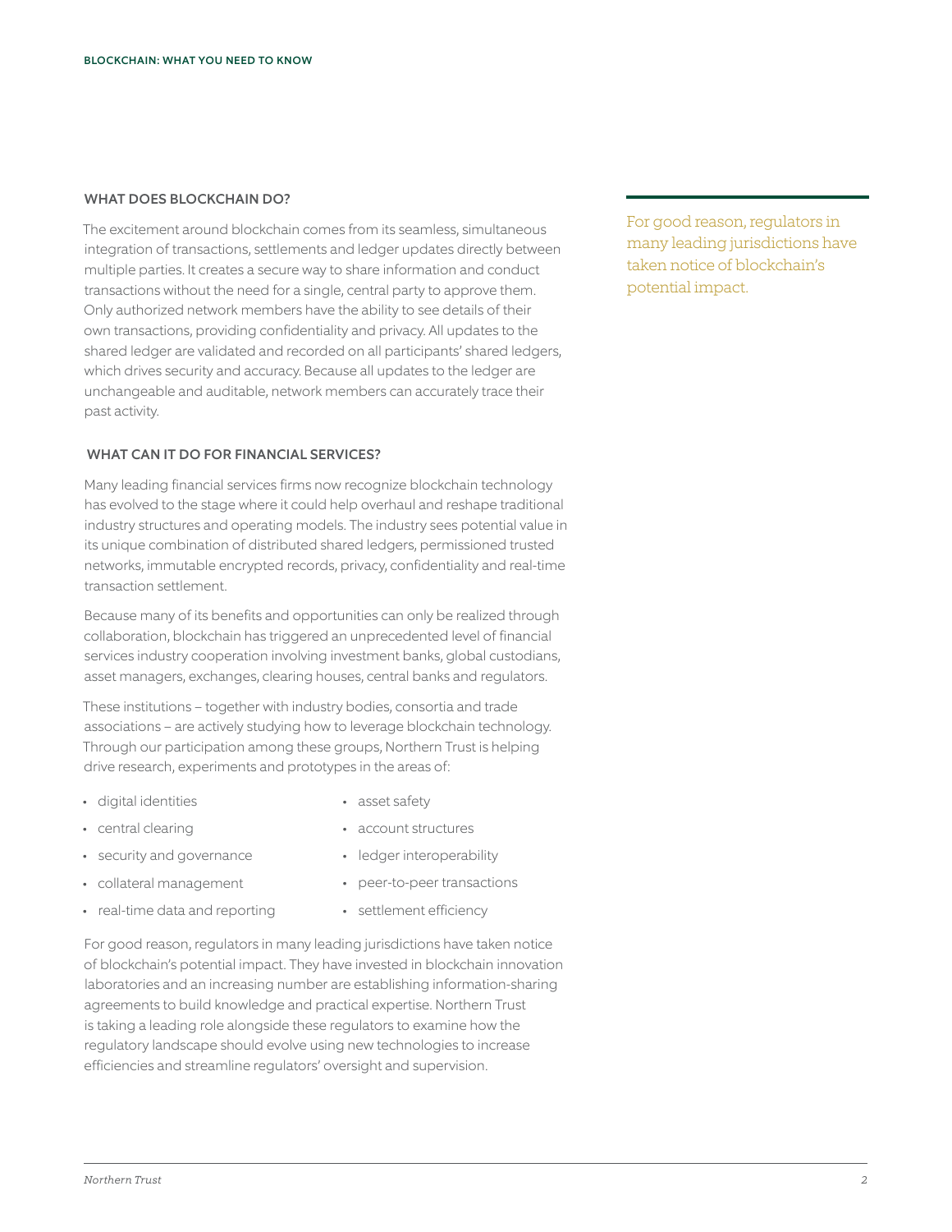## WHAT DOES BLOCKCHAIN DO?

The excitement around blockchain comes from its seamless, simultaneous integration of transactions, settlements and ledger updates directly between multiple parties. It creates a secure way to share information and conduct transactions without the need for a single, central party to approve them. Only authorized network members have the ability to see details of their own transactions, providing confidentiality and privacy. All updates to the shared ledger are validated and recorded on all participants' shared ledgers, which drives security and accuracy. Because all updates to the ledger are unchangeable and auditable, network members can accurately trace their past activity.

> For good reason, regulators in many leading jurisdictions have taken notice of blockchain's potential impact.

## WHAT CAN IT DO FOR FINANCIAL SERVICES?

Many leading financial services firms now recognize blockchain technology has evolved to the stage where it could help overhaul and reshape traditional industry structures and operating models. The industry sees potential value in its unique combination of distributed shared ledgers, permissioned trusted networks, immutable encrypted records, privacy, confidentiality and real-time transaction settlement.

Because many of its benefits and opportunities can only be realized through collaboration, blockchain has triggered an unprecedented level of financial services industry cooperation involving investment banks, global custodians, asset managers, exchanges, clearing houses, central banks and regulators.

These institutions – together with industry bodies, consortia and trade associations – are actively studying how to leverage blockchain technology. Through our participation among these groups, Northern Trust is helping drive research, experiments and prototypes in the areas of:

- digital identities
- central clearing
- security and governance
- collateral management
- real-time data and reporting
- asset safety
- account structures
- ledger interoperability
- peer-to-peer transactions
- settlement efficiency

For good reason, regulators in many leading jurisdictions have taken notice of blockchain's potential impact. They have invested in blockchain innovation laboratories and an increasing number are establishing information-sharing agreements to build knowledge and practical expertise. Northern Trust is taking a leading role alongside these regulators to examine how the regulatory landscape should evolve using new technologies to increase efficiencies and streamline regulators' oversight and supervision.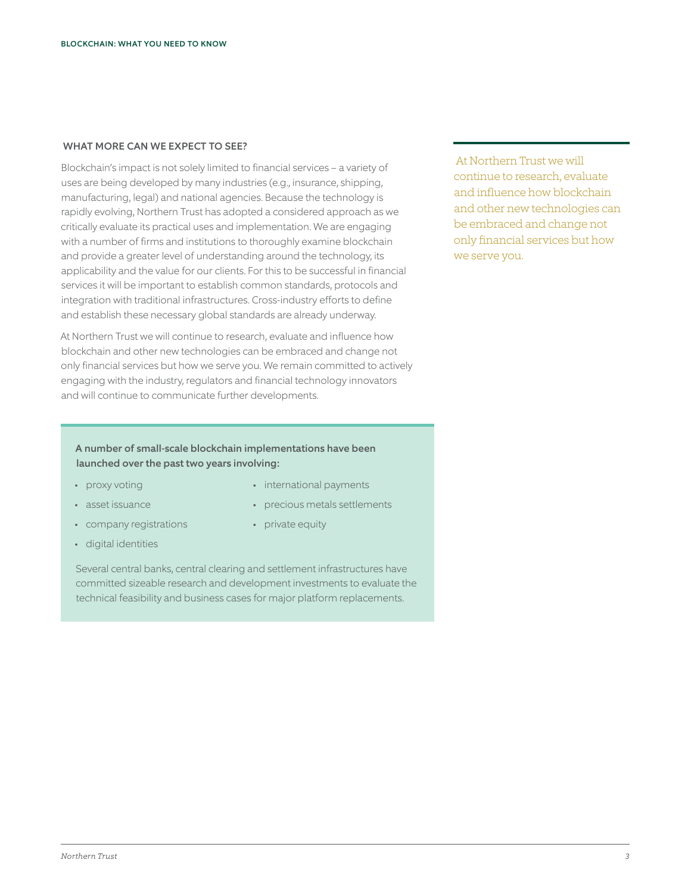## WHAT MORE CAN WE EXPECT TO SEE?

Blockchain's impact is not solely limited to financial services – a variety of uses are being developed by many industries (e.g., insurance, shipping, manufacturing, legal) and national agencies. Because the technology is rapidly evolving, Northern Trust has adopted a considered approach as we critically evaluate its practical uses and implementation. We are engaging with a number of firms and institutions to thoroughly examine blockchain and provide a greater level of understanding around the technology, its applicability and the value for our clients. For this to be successful in financial services it will be important to establish common standards, protocols and integration with traditional infrastructures. Cross-industry efforts to define and establish these necessary global standards are already underway.

At Northern Trust we will continue to research, evaluate and influence how blockchain and other new technologies can be embraced and change not only financial services but how we serve you. We remain committed to actively engaging with the industry, regulators and financial technology innovators and will continue to communicate further developments.

> At Northern Trust we will continue to research, evaluate and influence how blockchain and other new technologies can be embraced and change not only financial services but how we serve you.

**A number of small-scale blockchain implementations have been launched over the past two years involving:**

- proxy voting
- asset issuance
- company registrations
- digital identities
- international payments
- precious metals settlements
- private equity

Several central banks, central clearing and settlement infrastructures have committed sizeable research and development investments to evaluate the technical feasibility and business cases for major platform replacements.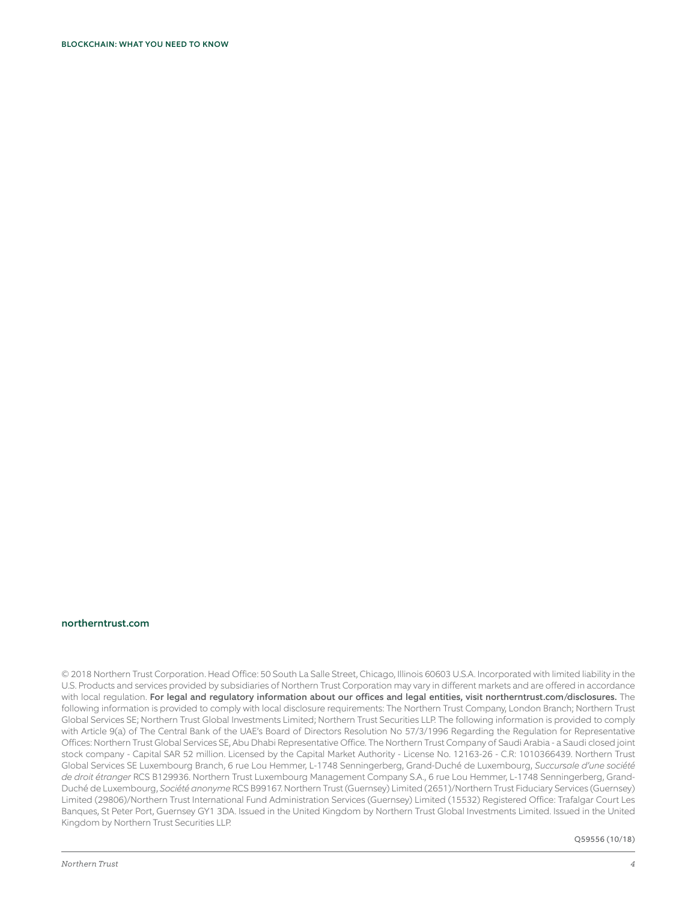northerntrust.com

© 2018 Northern Trust Corporation. Head Office: 50 South La Salle Street, Chicago, Illinois 60603 U.S.A. Incorporated with limited liability in the U.S. Products and services provided by subsidiaries of Northern Trust Corporation may vary in different markets and are offered in accordance with local regulation. **For legal and regulatory information about our offices and legal entities, visit northerntrust.com/disclosures.** The following information is provided to comply with local disclosure requirements: The Northern Trust Company, London Branch; Northern Trust Global Services SE; Northern Trust Global Investments Limited; Northern Trust Securities LLP. The following information is provided to comply with Article 9(a) of The Central Bank of the UAE's Board of Directors Resolution No 57/3/1996 Regarding the Regulation for Representative Offices: Northern Trust Global Services SE, Abu Dhabi Representative Office. The Northern Trust Company of Saudi Arabia - a Saudi closed joint stock company - Capital SAR 52 million. Licensed by the Capital Market Authority - License No. 12163-26 - C.R: 1010366439. Northern Trust Global Services SE Luxembourg Branch, 6 rue Lou Hemmer, L-1748 Senningerberg, Grand-Duché de Luxembourg, *Succursale d'une société de droit étranger* RCS B129936. Northern Trust Luxembourg Management Company S.A., 6 rue Lou Hemmer, L-1748 Senningerberg, Grand-Duché de Luxembourg, *Société anonyme* RCS B99167. Northern Trust (Guernsey) Limited (2651)/Northern Trust Fiduciary Services (Guernsey) Limited (29806)/Northern Trust International Fund Administration Services (Guernsey) Limited (15532) Registered Office: Trafalgar Court Les Banques, St Peter Port, Guernsey GY1 3DA. Issued in the United Kingdom by Northern Trust Global Investments Limited. Issued in the United Kingdom by Northern Trust Securities LLP.

Q59556 (10/18)